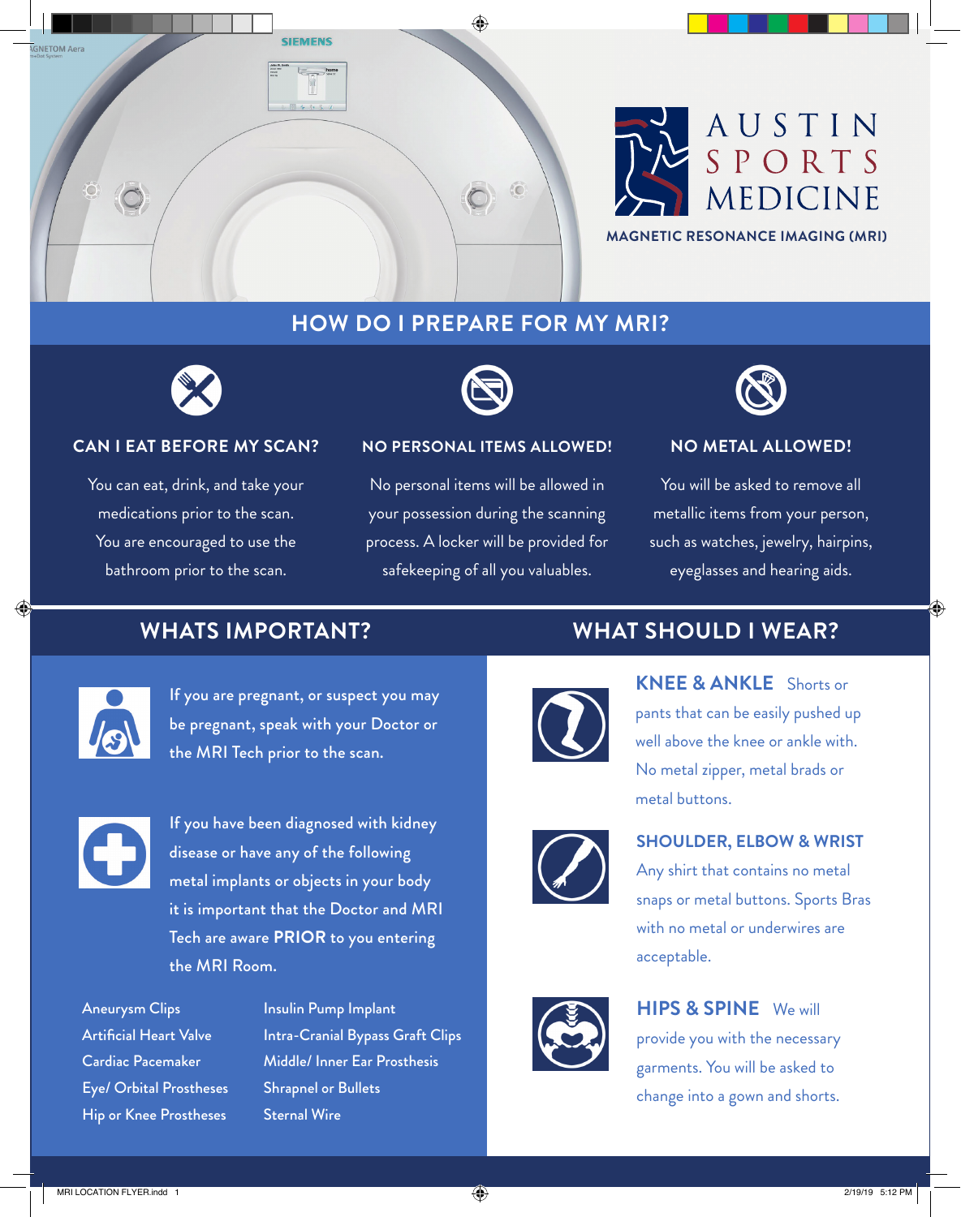# AUSTIN SPORTS MEDICINE

**MAGNETIC RESONANCE IMAGING (MRI)**

## HOW DO I PREPARE FOR MY MRI?

### CAN I EAT BEFORE MY SCAN?

You can eat, drink, and take your medications prior to the scan. You are encouraged to use the bathroom prior to the scan.

### NO PERSONAL ITEMS ALLOWED!

No personal items will be allowed in your possession during the scanning process. A locker will be provided for safekeeping of all you valuables.

### NO METAL ALLOWED!

You will be asked to remove all metallic items from your person, such as watches, jewelry, hairpins, eyeglasses and hearing aids.

## WHATS IMPORTANT?

If you are pregnant, or suspect you may be pregnant, speak with your Doctor or the MRI Tech prior to the scan.

If you have been diagnosed with kidney disease or have any of the following metal implants or objects in your body it is important that the Doctor and MRI Tech are aware **PRIOR** to you entering the MRI Room.

- Aneurysm Clips
- Artificial Heart Valve
- Cardiac Pacemaker
- Eye/ Orbital Prostheses
- Hip or Knee Prostheses
- Insulin Pump Implant
- Intra-Cranial Bypass Graft Clips
- Middle/ Inner Ear Prosthesis
- Shrapnel or Bullets
- Sternal Wire

## WHAT SHOULD I WEAR?

**KNEE & ANKLE** Shorts or pants that can be easily pushed up well above the knee or ankle with. No metal zipper, metal brads or metal buttons.

**SHOULDER, ELBOW & WRIST** Any shirt that contains no metal snaps or metal buttons. Sports Bras with no metal or underwires are acceptable.

**HIPS & SPINE** We will provide you with the necessary garments. You will be asked to change into a gown and shorts.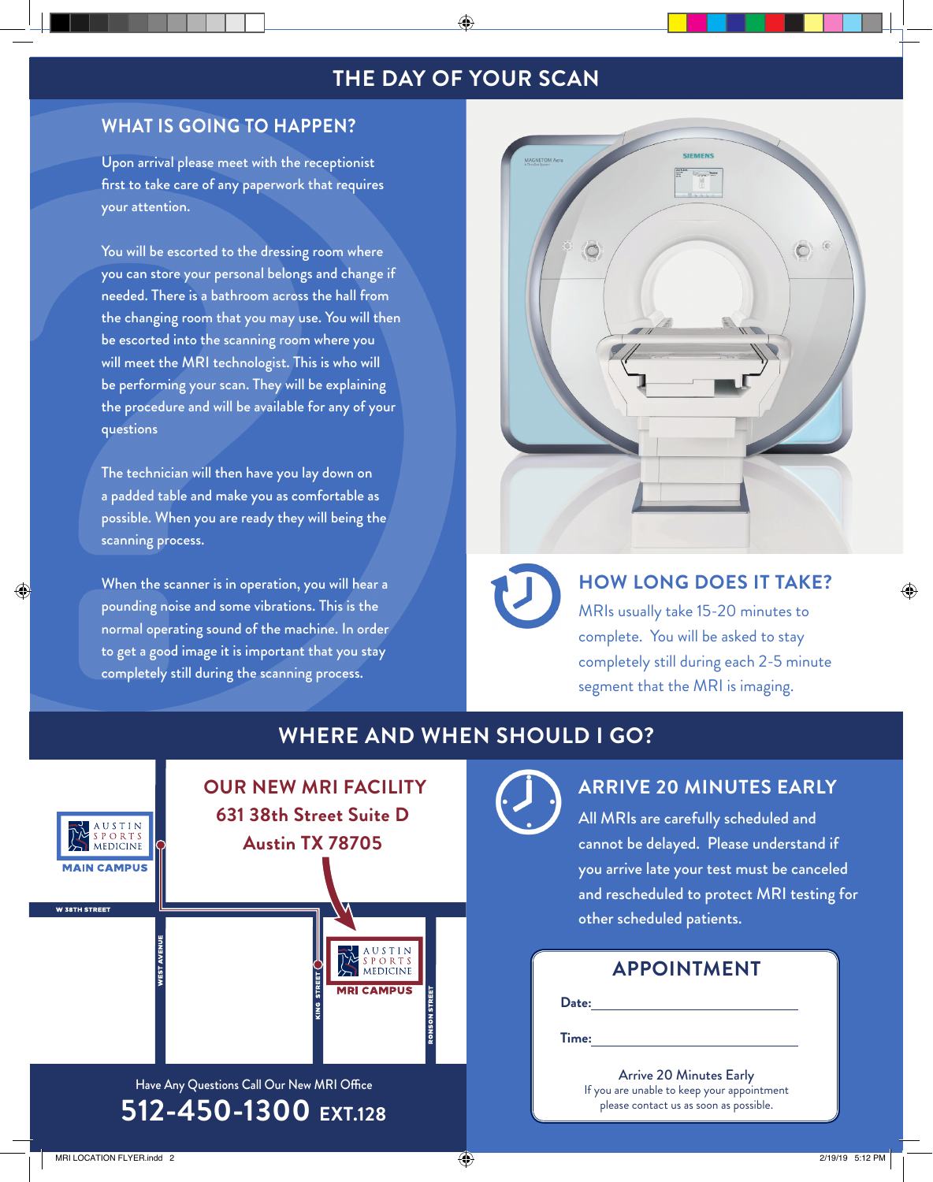# THE DAY OF YOUR SCAN

## WHAT IS GOING TO HAPPEN?

Upon arrival please meet with the receptionist first to take care of any paperwork that requires your attention.

You will be escorted to the dressing room where you can store your personal belongs and change if needed. There is a bathroom across the hall from the changing room that you may use. You will then be escorted into the scanning room where you will meet the MRI technologist. This is who will be performing your scan. They will be explaining the procedure and will be available for any of your questions

The technician will then have you lay down on a padded table and make you as comfortable as possible. When you are ready they will being the scanning process.

When the scanner is in operation, you will hear a pounding noise and some vibrations. This is the normal operating sound of the machine. In order to get a good image it is important that you stay completely still during the scanning process.

## HOW LONG DOES IT TAKE?

MRIs usually take 15-20 minutes to complete. You will be asked to stay completely still during each 2-5 minute segment that the MRI is imaging.

# WHERE AND WHEN SHOULD I GO?

## OUR NEW MRI FACILITY

**631 38th Street Suite D**
**Austin TX 78705**

AUSTIN SPORTS MEDICINE
MAIN CAMPUS

AUSTIN SPORTS MEDICINE
MRI CAMPUS

W 38TH STREET
WEST AVENUE
KING STREET
RONSON STREET

Have Any Questions Call Our New MRI Office

**512-450-1300 EXT.128**

## ARRIVE 20 MINUTES EARLY

All MRIs are carefully scheduled and cannot be delayed. Please understand if you arrive late your test must be canceled and rescheduled to protect MRI testing for other scheduled patients.

## APPOINTMENT

**Date:** ______________________________

**Time:** ______________________________

Arrive 20 Minutes Early

If you are unable to keep your appointment please contact us as soon as possible.